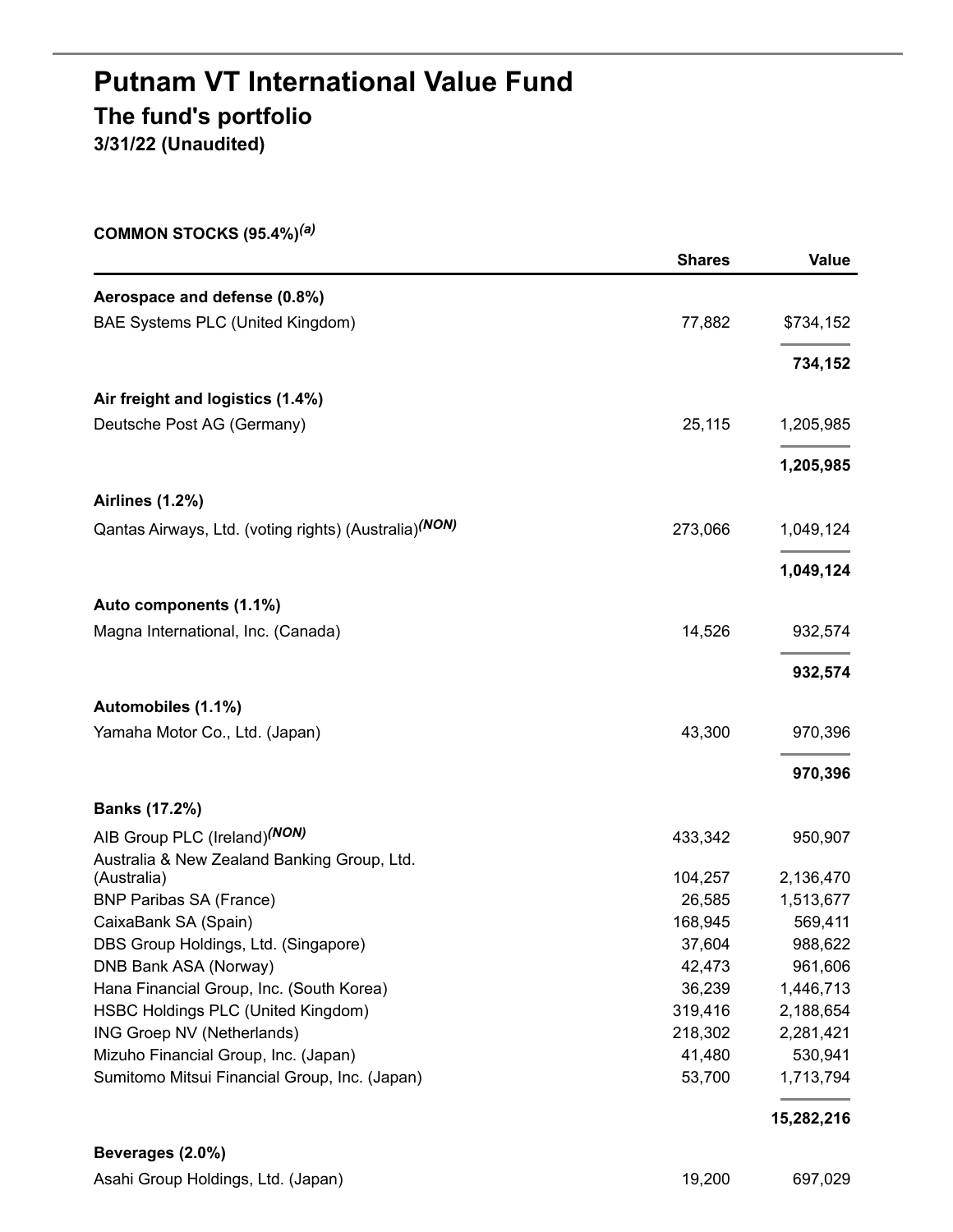# Putnam VT International Value Fund

## The fund's portfolio

**3/31/22 (Unaudited)**

**COMMON STOCKS (95.4%)[(a)]**

| | Shares | Value |
|---|---|---|
| **Aerospace and defense (0.8%)** | | |
| BAE Systems PLC (United Kingdom) | 77,882 | $734,152 |
| | | **734,152** |
| **Air freight and logistics (1.4%)** | | |
| Deutsche Post AG (Germany) | 25,115 | 1,205,985 |
| | | **1,205,985** |
| **Airlines (1.2%)** | | |
| Qantas Airways, Ltd. (voting rights) (Australia)[(NON)] | 273,066 | 1,049,124 |
| | | **1,049,124** |
| **Auto components (1.1%)** | | |
| Magna International, Inc. (Canada) | 14,526 | 932,574 |
| | | **932,574** |
| **Automobiles (1.1%)** | | |
| Yamaha Motor Co., Ltd. (Japan) | 43,300 | 970,396 |
| | | **970,396** |
| **Banks (17.2%)** | | |
| AIB Group PLC (Ireland)[(NON)] | 433,342 | 950,907 |
| Australia & New Zealand Banking Group, Ltd. (Australia) | 104,257 | 2,136,470 |
| BNP Paribas SA (France) | 26,585 | 1,513,677 |
| CaixaBank SA (Spain) | 168,945 | 569,411 |
| DBS Group Holdings, Ltd. (Singapore) | 37,604 | 988,622 |
| DNB Bank ASA (Norway) | 42,473 | 961,606 |
| Hana Financial Group, Inc. (South Korea) | 36,239 | 1,446,713 |
| HSBC Holdings PLC (United Kingdom) | 319,416 | 2,188,654 |
| ING Groep NV (Netherlands) | 218,302 | 2,281,421 |
| Mizuho Financial Group, Inc. (Japan) | 41,480 | 530,941 |
| Sumitomo Mitsui Financial Group, Inc. (Japan) | 53,700 | 1,713,794 |
| | | **15,282,216** |
| **Beverages (2.0%)** | | |
| Asahi Group Holdings, Ltd. (Japan) | 19,200 | 697,029 |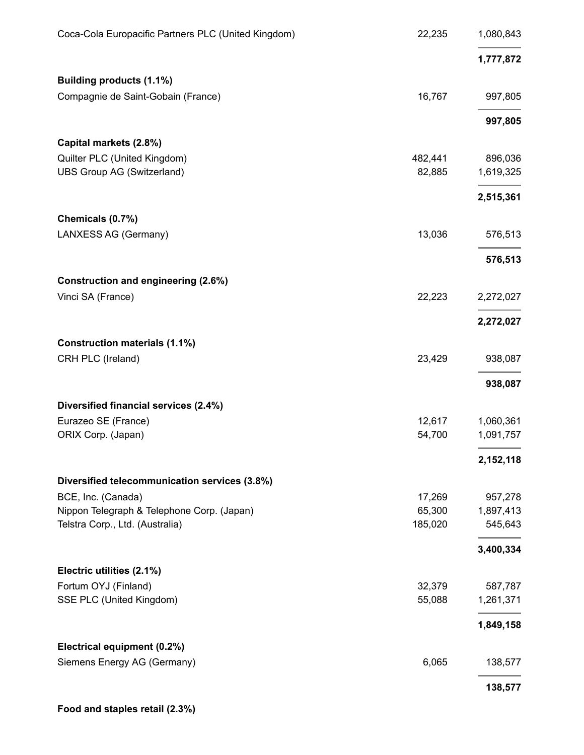| | | |
|---|---|---|
| Coca-Cola Europacific Partners PLC (United Kingdom) | 22,235 | 1,080,843 |
| | | **1,777,872** |
| **Building products (1.1%)** | | |
| Compagnie de Saint-Gobain (France) | 16,767 | 997,805 |
| | | **997,805** |
| **Capital markets (2.8%)** | | |
| Quilter PLC (United Kingdom) | 482,441 | 896,036 |
| UBS Group AG (Switzerland) | 82,885 | 1,619,325 |
| | | **2,515,361** |
| **Chemicals (0.7%)** | | |
| LANXESS AG (Germany) | 13,036 | 576,513 |
| | | **576,513** |
| **Construction and engineering (2.6%)** | | |
| Vinci SA (France) | 22,223 | 2,272,027 |
| | | **2,272,027** |
| **Construction materials (1.1%)** | | |
| CRH PLC (Ireland) | 23,429 | 938,087 |
| | | **938,087** |
| **Diversified financial services (2.4%)** | | |
| Eurazeo SE (France) | 12,617 | 1,060,361 |
| ORIX Corp. (Japan) | 54,700 | 1,091,757 |
| | | **2,152,118** |
| **Diversified telecommunication services (3.8%)** | | |
| BCE, Inc. (Canada) | 17,269 | 957,278 |
| Nippon Telegraph & Telephone Corp. (Japan) | 65,300 | 1,897,413 |
| Telstra Corp., Ltd. (Australia) | 185,020 | 545,643 |
| | | **3,400,334** |
| **Electric utilities (2.1%)** | | |
| Fortum OYJ (Finland) | 32,379 | 587,787 |
| SSE PLC (United Kingdom) | 55,088 | 1,261,371 |
| | | **1,849,158** |
| **Electrical equipment (0.2%)** | | |
| Siemens Energy AG (Germany) | 6,065 | 138,577 |
| | | **138,577** |
| **Food and staples retail (2.3%)** | | |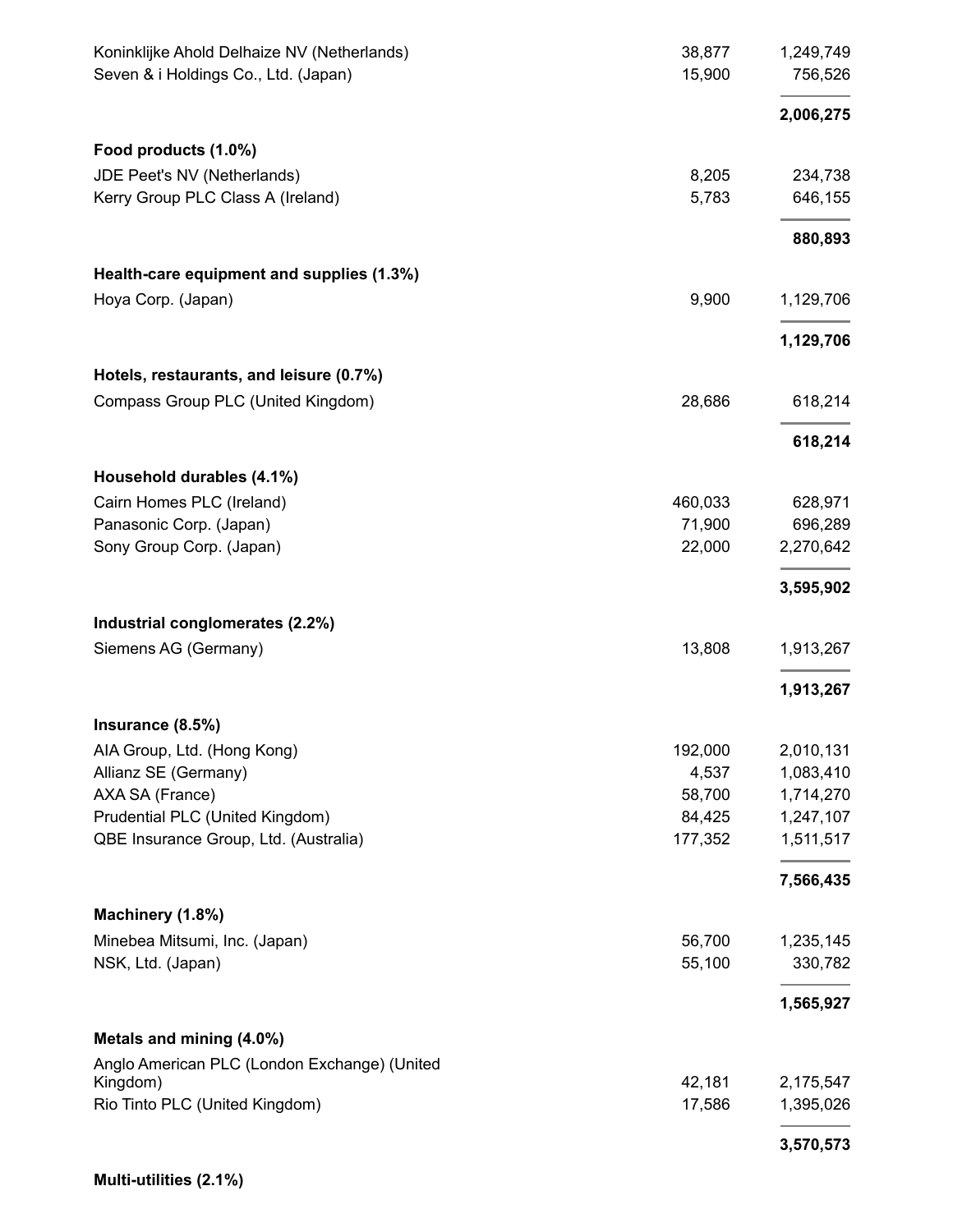| | | |
|---|---|---|
| Koninklijke Ahold Delhaize NV (Netherlands) | 38,877 | 1,249,749 |
| Seven & i Holdings Co., Ltd. (Japan) | 15,900 | 756,526 |
| | | **2,006,275** |
| **Food products (1.0%)** | | |
| JDE Peet's NV (Netherlands) | 8,205 | 234,738 |
| Kerry Group PLC Class A (Ireland) | 5,783 | 646,155 |
| | | **880,893** |
| **Health-care equipment and supplies (1.3%)** | | |
| Hoya Corp. (Japan) | 9,900 | 1,129,706 |
| | | **1,129,706** |
| **Hotels, restaurants, and leisure (0.7%)** | | |
| Compass Group PLC (United Kingdom) | 28,686 | 618,214 |
| | | **618,214** |
| **Household durables (4.1%)** | | |
| Cairn Homes PLC (Ireland) | 460,033 | 628,971 |
| Panasonic Corp. (Japan) | 71,900 | 696,289 |
| Sony Group Corp. (Japan) | 22,000 | 2,270,642 |
| | | **3,595,902** |
| **Industrial conglomerates (2.2%)** | | |
| Siemens AG (Germany) | 13,808 | 1,913,267 |
| | | **1,913,267** |
| **Insurance (8.5%)** | | |
| AIA Group, Ltd. (Hong Kong) | 192,000 | 2,010,131 |
| Allianz SE (Germany) | 4,537 | 1,083,410 |
| AXA SA (France) | 58,700 | 1,714,270 |
| Prudential PLC (United Kingdom) | 84,425 | 1,247,107 |
| QBE Insurance Group, Ltd. (Australia) | 177,352 | 1,511,517 |
| | | **7,566,435** |
| **Machinery (1.8%)** | | |
| Minebea Mitsumi, Inc. (Japan) | 56,700 | 1,235,145 |
| NSK, Ltd. (Japan) | 55,100 | 330,782 |
| | | **1,565,927** |
| **Metals and mining (4.0%)** | | |
| Anglo American PLC (London Exchange) (United Kingdom) | 42,181 | 2,175,547 |
| Rio Tinto PLC (United Kingdom) | 17,586 | 1,395,026 |
| | | **3,570,573** |
| **Multi-utilities (2.1%)** | | |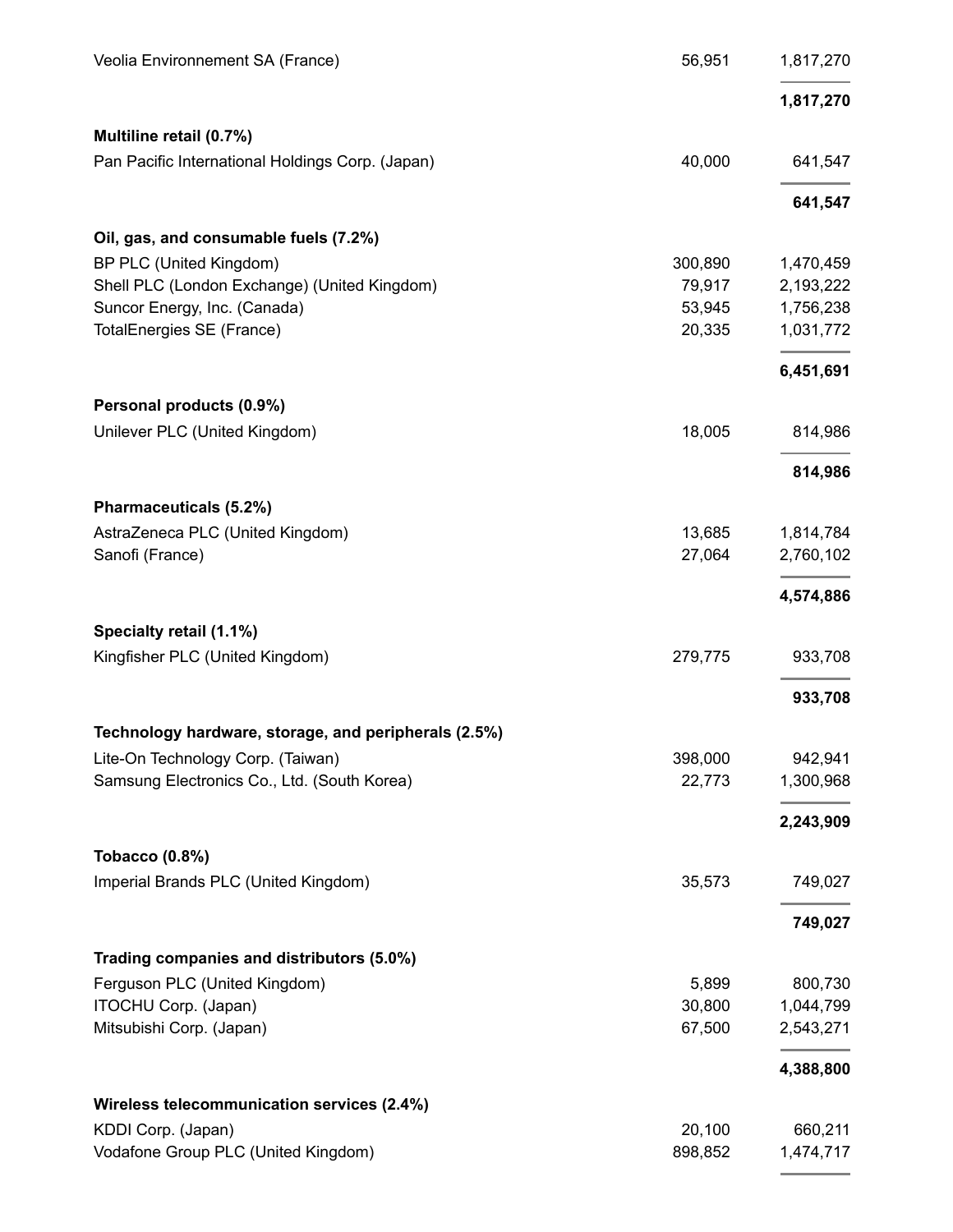| | | |
|---|---|---|
| Veolia Environnement SA (France) | 56,951 | 1,817,270 |
| | | **1,817,270** |
| **Multiline retail (0.7%)** | | |
| Pan Pacific International Holdings Corp. (Japan) | 40,000 | 641,547 |
| | | **641,547** |
| **Oil, gas, and consumable fuels (7.2%)** | | |
| BP PLC (United Kingdom) | 300,890 | 1,470,459 |
| Shell PLC (London Exchange) (United Kingdom) | 79,917 | 2,193,222 |
| Suncor Energy, Inc. (Canada) | 53,945 | 1,756,238 |
| TotalEnergies SE (France) | 20,335 | 1,031,772 |
| | | **6,451,691** |
| **Personal products (0.9%)** | | |
| Unilever PLC (United Kingdom) | 18,005 | 814,986 |
| | | **814,986** |
| **Pharmaceuticals (5.2%)** | | |
| AstraZeneca PLC (United Kingdom) | 13,685 | 1,814,784 |
| Sanofi (France) | 27,064 | 2,760,102 |
| | | **4,574,886** |
| **Specialty retail (1.1%)** | | |
| Kingfisher PLC (United Kingdom) | 279,775 | 933,708 |
| | | **933,708** |
| **Technology hardware, storage, and peripherals (2.5%)** | | |
| Lite-On Technology Corp. (Taiwan) | 398,000 | 942,941 |
| Samsung Electronics Co., Ltd. (South Korea) | 22,773 | 1,300,968 |
| | | **2,243,909** |
| **Tobacco (0.8%)** | | |
| Imperial Brands PLC (United Kingdom) | 35,573 | 749,027 |
| | | **749,027** |
| **Trading companies and distributors (5.0%)** | | |
| Ferguson PLC (United Kingdom) | 5,899 | 800,730 |
| ITOCHU Corp. (Japan) | 30,800 | 1,044,799 |
| Mitsubishi Corp. (Japan) | 67,500 | 2,543,271 |
| | | **4,388,800** |
| **Wireless telecommunication services (2.4%)** | | |
| KDDI Corp. (Japan) | 20,100 | 660,211 |
| Vodafone Group PLC (United Kingdom) | 898,852 | 1,474,717 |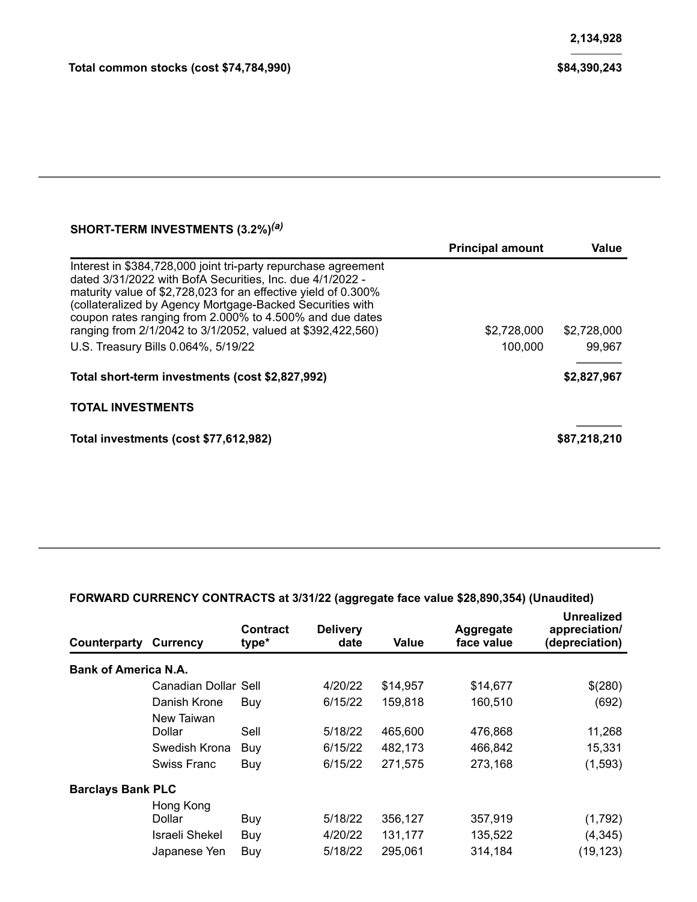| | |
|---|---|
| | 2,134,928 |
| **Total common stocks (cost $74,784,990)** | **$84,390,243** |

### SHORT-TERM INVESTMENTS (3.2%)[(a)]

| | Principal amount | Value |
|---|---|---|
| Interest in $384,728,000 joint tri-party repurchase agreement dated 3/31/2022 with BofA Securities, Inc. due 4/1/2022 - maturity value of $2,728,023 for an effective yield of 0.300% (collateralized by Agency Mortgage-Backed Securities with coupon rates ranging from 2.000% to 4.500% and due dates ranging from 2/1/2042 to 3/1/2052, valued at $392,422,560) | $2,728,000 | $2,728,000 |
| U.S. Treasury Bills 0.064%, 5/19/22 | 100,000 | 99,967 |
| **Total short-term investments (cost $2,827,992)** | | **$2,827,967** |
| **TOTAL INVESTMENTS** | | |
| **Total investments (cost $77,612,982)** | | **$87,218,210** |

### FORWARD CURRENCY CONTRACTS at 3/31/22 (aggregate face value $28,890,354) (Unaudited)

| Counterparty | Currency | Contract type* | Delivery date | Value | Aggregate face value | Unrealized appreciation/ (depreciation) |
|---|---|---|---|---|---|---|
| **Bank of America N.A.** | | | | | | |
| | Canadian Dollar | Sell | 4/20/22 | $14,957 | $14,677 | $(280) |
| | Danish Krone | Buy | 6/15/22 | 159,818 | 160,510 | (692) |
| | New Taiwan Dollar | Sell | 5/18/22 | 465,600 | 476,868 | 11,268 |
| | Swedish Krona | Buy | 6/15/22 | 482,173 | 466,842 | 15,331 |
| | Swiss Franc | Buy | 6/15/22 | 271,575 | 273,168 | (1,593) |
| **Barclays Bank PLC** | | | | | | |
| | Hong Kong Dollar | Buy | 5/18/22 | 356,127 | 357,919 | (1,792) |
| | Israeli Shekel | Buy | 4/20/22 | 131,177 | 135,522 | (4,345) |
| | Japanese Yen | Buy | 5/18/22 | 295,061 | 314,184 | (19,123) |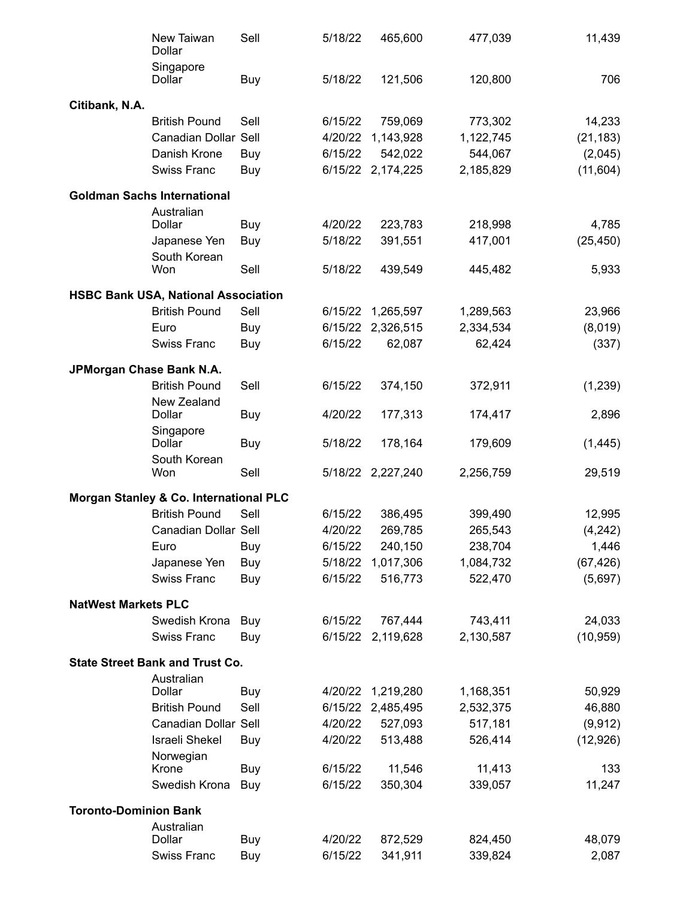| Counterparty | Currency | Buy/Sell | Settlement Date | Current Value | Contract Amount | Unrealized Appreciation (Depreciation) |
|---|---|---|---|---|---|---|
| | New Taiwan Dollar | Sell | 5/18/22 | 465,600 | 477,039 | 11,439 |
| | Singapore Dollar | Buy | 5/18/22 | 121,506 | 120,800 | 706 |
| **Citibank, N.A.** | | | | | | |
| | British Pound | Sell | 6/15/22 | 759,069 | 773,302 | 14,233 |
| | Canadian Dollar | Sell | 4/20/22 | 1,143,928 | 1,122,745 | (21,183) |
| | Danish Krone | Buy | 6/15/22 | 542,022 | 544,067 | (2,045) |
| | Swiss Franc | Buy | 6/15/22 | 2,174,225 | 2,185,829 | (11,604) |
| **Goldman Sachs International** | | | | | | |
| | Australian Dollar | Buy | 4/20/22 | 223,783 | 218,998 | 4,785 |
| | Japanese Yen | Buy | 5/18/22 | 391,551 | 417,001 | (25,450) |
| | South Korean Won | Sell | 5/18/22 | 439,549 | 445,482 | 5,933 |
| **HSBC Bank USA, National Association** | | | | | | |
| | British Pound | Sell | 6/15/22 | 1,265,597 | 1,289,563 | 23,966 |
| | Euro | Buy | 6/15/22 | 2,326,515 | 2,334,534 | (8,019) |
| | Swiss Franc | Buy | 6/15/22 | 62,087 | 62,424 | (337) |
| **JPMorgan Chase Bank N.A.** | | | | | | |
| | British Pound | Sell | 6/15/22 | 374,150 | 372,911 | (1,239) |
| | New Zealand Dollar | Buy | 4/20/22 | 177,313 | 174,417 | 2,896 |
| | Singapore Dollar | Buy | 5/18/22 | 178,164 | 179,609 | (1,445) |
| | South Korean Won | Sell | 5/18/22 | 2,227,240 | 2,256,759 | 29,519 |
| **Morgan Stanley & Co. International PLC** | | | | | | |
| | British Pound | Sell | 6/15/22 | 386,495 | 399,490 | 12,995 |
| | Canadian Dollar | Sell | 4/20/22 | 269,785 | 265,543 | (4,242) |
| | Euro | Buy | 6/15/22 | 240,150 | 238,704 | 1,446 |
| | Japanese Yen | Buy | 5/18/22 | 1,017,306 | 1,084,732 | (67,426) |
| | Swiss Franc | Buy | 6/15/22 | 516,773 | 522,470 | (5,697) |
| **NatWest Markets PLC** | | | | | | |
| | Swedish Krona | Buy | 6/15/22 | 767,444 | 743,411 | 24,033 |
| | Swiss Franc | Buy | 6/15/22 | 2,119,628 | 2,130,587 | (10,959) |
| **State Street Bank and Trust Co.** | | | | | | |
| | Australian Dollar | Buy | 4/20/22 | 1,219,280 | 1,168,351 | 50,929 |
| | British Pound | Sell | 6/15/22 | 2,485,495 | 2,532,375 | 46,880 |
| | Canadian Dollar | Sell | 4/20/22 | 527,093 | 517,181 | (9,912) |
| | Israeli Shekel | Buy | 4/20/22 | 513,488 | 526,414 | (12,926) |
| | Norwegian Krone | Buy | 6/15/22 | 11,546 | 11,413 | 133 |
| | Swedish Krona | Buy | 6/15/22 | 350,304 | 339,057 | 11,247 |
| **Toronto-Dominion Bank** | | | | | | |
| | Australian Dollar | Buy | 4/20/22 | 872,529 | 824,450 | 48,079 |
| | Swiss Franc | Buy | 6/15/22 | 341,911 | 339,824 | 2,087 |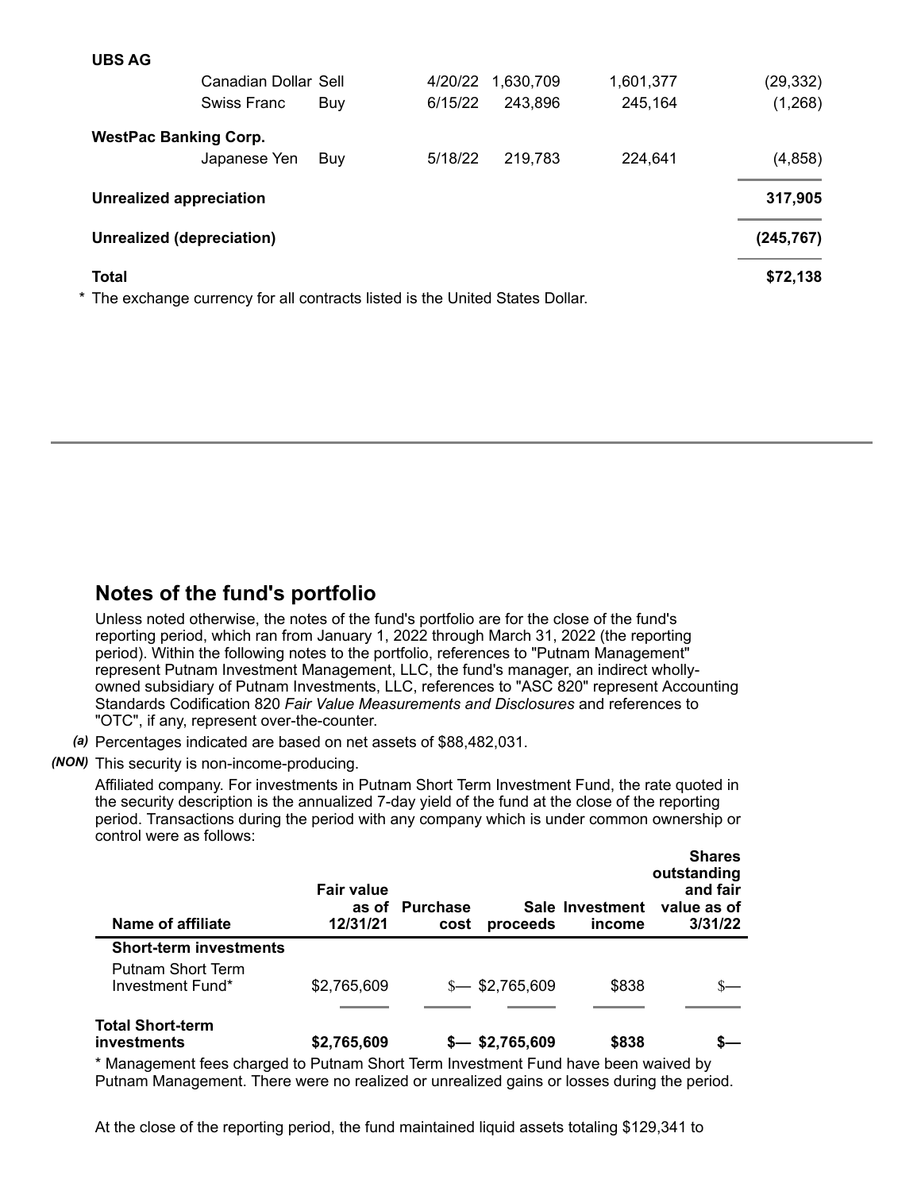| | | | | | | |
|---|---|---|---|---|---|---|
| **UBS AG** | | | | | | |
| | Canadian Dollar | Sell | 4/20/22 | 1,630,709 | 1,601,377 | (29,332) |
| | Swiss Franc | Buy | 6/15/22 | 243,896 | 245,164 | (1,268) |
| **WestPac Banking Corp.** | | | | | | |
| | Japanese Yen | Buy | 5/18/22 | 219,783 | 224,641 | (4,858) |
| **Unrealized appreciation** | | | | | | **317,905** |
| **Unrealized (depreciation)** | | | | | | **(245,767)** |
| **Total** | | | | | | **$72,138** |

\* The exchange currency for all contracts listed is the United States Dollar.

## Notes of the fund's portfolio

Unless noted otherwise, the notes of the fund's portfolio are for the close of the fund's reporting period, which ran from January 1, 2022 through March 31, 2022 (the reporting period). Within the following notes to the portfolio, references to "Putnam Management" represent Putnam Investment Management, LLC, the fund's manager, an indirect wholly-owned subsidiary of Putnam Investments, LLC, references to "ASC 820" represent Accounting Standards Codification 820 *Fair Value Measurements and Disclosures* and references to "OTC", if any, represent over-the-counter.

*(a)* Percentages indicated are based on net assets of $88,482,031.

*(NON)* This security is non-income-producing.

Affiliated company. For investments in Putnam Short Term Investment Fund, the rate quoted in the security description is the annualized 7-day yield of the fund at the close of the reporting period. Transactions during the period with any company which is under common ownership or control were as follows:

| Name of affiliate | Fair value as of 12/31/21 | Purchase cost | Sale proceeds | Investment income | Shares outstanding and fair value as of 3/31/22 |
|---|---|---|---|---|---|
| **Short-term investments** | | | | | |
| Putnam Short Term Investment Fund* | $2,765,609 | $— | $2,765,609 | $838 | $— |
| **Total Short-term investments** | **$2,765,609** | **$—** | **$2,765,609** | **$838** | **$—** |

\* Management fees charged to Putnam Short Term Investment Fund have been waived by Putnam Management. There were no realized or unrealized gains or losses during the period.

At the close of the reporting period, the fund maintained liquid assets totaling $129,341 to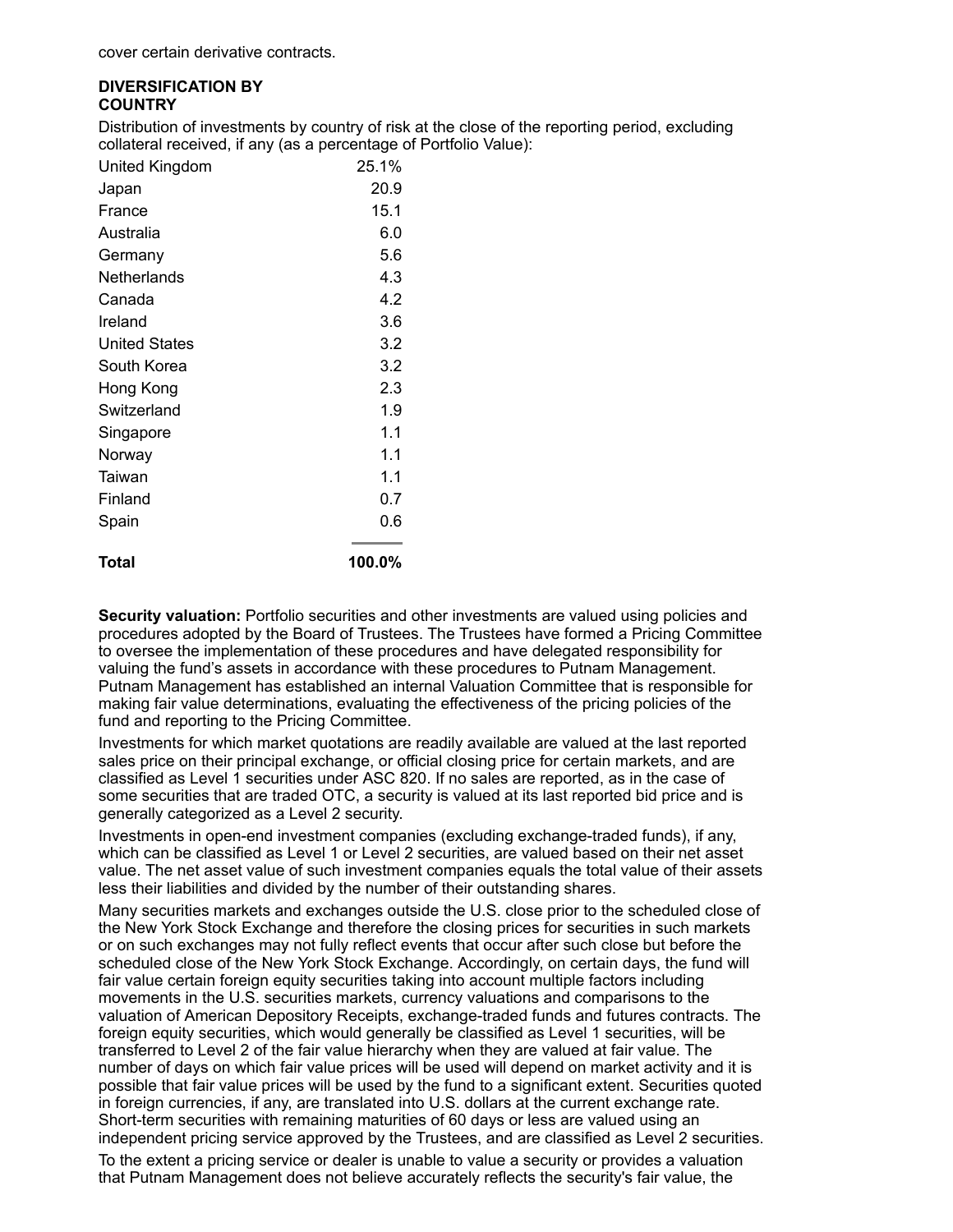cover certain derivative contracts.

**DIVERSIFICATION BY COUNTRY**

Distribution of investments by country of risk at the close of the reporting period, excluding collateral received, if any (as a percentage of Portfolio Value):

| | |
|---|---|
| United Kingdom | 25.1% |
| Japan | 20.9 |
| France | 15.1 |
| Australia | 6.0 |
| Germany | 5.6 |
| Netherlands | 4.3 |
| Canada | 4.2 |
| Ireland | 3.6 |
| United States | 3.2 |
| South Korea | 3.2 |
| Hong Kong | 2.3 |
| Switzerland | 1.9 |
| Singapore | 1.1 |
| Norway | 1.1 |
| Taiwan | 1.1 |
| Finland | 0.7 |
| Spain | 0.6 |
| **Total** | **100.0%** |

**Security valuation:** Portfolio securities and other investments are valued using policies and procedures adopted by the Board of Trustees. The Trustees have formed a Pricing Committee to oversee the implementation of these procedures and have delegated responsibility for valuing the fund's assets in accordance with these procedures to Putnam Management. Putnam Management has established an internal Valuation Committee that is responsible for making fair value determinations, evaluating the effectiveness of the pricing policies of the fund and reporting to the Pricing Committee.

Investments for which market quotations are readily available are valued at the last reported sales price on their principal exchange, or official closing price for certain markets, and are classified as Level 1 securities under ASC 820. If no sales are reported, as in the case of some securities that are traded OTC, a security is valued at its last reported bid price and is generally categorized as a Level 2 security.

Investments in open-end investment companies (excluding exchange-traded funds), if any, which can be classified as Level 1 or Level 2 securities, are valued based on their net asset value. The net asset value of such investment companies equals the total value of their assets less their liabilities and divided by the number of their outstanding shares.

Many securities markets and exchanges outside the U.S. close prior to the scheduled close of the New York Stock Exchange and therefore the closing prices for securities in such markets or on such exchanges may not fully reflect events that occur after such close but before the scheduled close of the New York Stock Exchange. Accordingly, on certain days, the fund will fair value certain foreign equity securities taking into account multiple factors including movements in the U.S. securities markets, currency valuations and comparisons to the valuation of American Depository Receipts, exchange-traded funds and futures contracts. The foreign equity securities, which would generally be classified as Level 1 securities, will be transferred to Level 2 of the fair value hierarchy when they are valued at fair value. The number of days on which fair value prices will be used will depend on market activity and it is possible that fair value prices will be used by the fund to a significant extent. Securities quoted in foreign currencies, if any, are translated into U.S. dollars at the current exchange rate. Short-term securities with remaining maturities of 60 days or less are valued using an independent pricing service approved by the Trustees, and are classified as Level 2 securities.

To the extent a pricing service or dealer is unable to value a security or provides a valuation that Putnam Management does not believe accurately reflects the security's fair value, the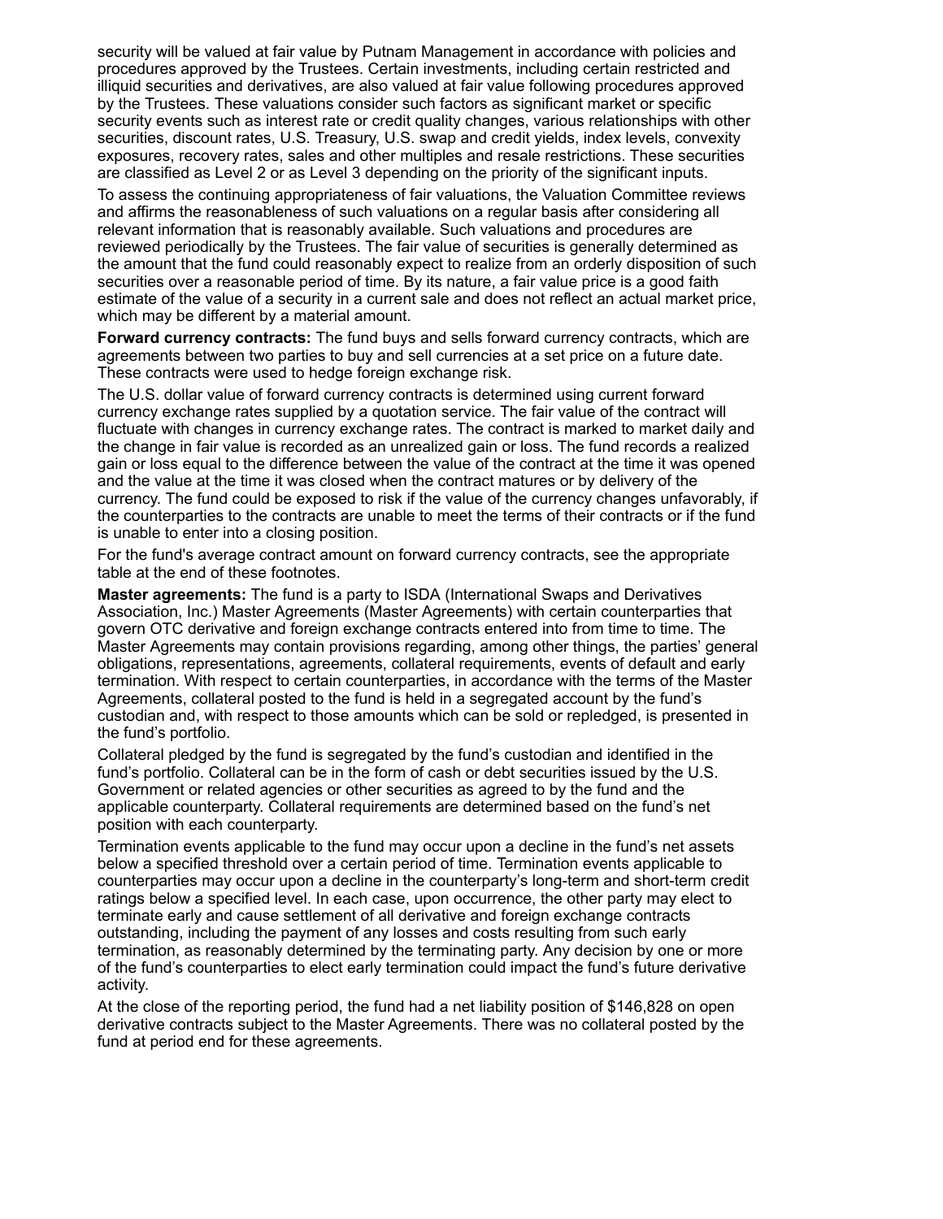security will be valued at fair value by Putnam Management in accordance with policies and procedures approved by the Trustees. Certain investments, including certain restricted and illiquid securities and derivatives, are also valued at fair value following procedures approved by the Trustees. These valuations consider such factors as significant market or specific security events such as interest rate or credit quality changes, various relationships with other securities, discount rates, U.S. Treasury, U.S. swap and credit yields, index levels, convexity exposures, recovery rates, sales and other multiples and resale restrictions. These securities are classified as Level 2 or as Level 3 depending on the priority of the significant inputs.

To assess the continuing appropriateness of fair valuations, the Valuation Committee reviews and affirms the reasonableness of such valuations on a regular basis after considering all relevant information that is reasonably available. Such valuations and procedures are reviewed periodically by the Trustees. The fair value of securities is generally determined as the amount that the fund could reasonably expect to realize from an orderly disposition of such securities over a reasonable period of time. By its nature, a fair value price is a good faith estimate of the value of a security in a current sale and does not reflect an actual market price, which may be different by a material amount.

**Forward currency contracts:** The fund buys and sells forward currency contracts, which are agreements between two parties to buy and sell currencies at a set price on a future date. These contracts were used to hedge foreign exchange risk.

The U.S. dollar value of forward currency contracts is determined using current forward currency exchange rates supplied by a quotation service. The fair value of the contract will fluctuate with changes in currency exchange rates. The contract is marked to market daily and the change in fair value is recorded as an unrealized gain or loss. The fund records a realized gain or loss equal to the difference between the value of the contract at the time it was opened and the value at the time it was closed when the contract matures or by delivery of the currency. The fund could be exposed to risk if the value of the currency changes unfavorably, if the counterparties to the contracts are unable to meet the terms of their contracts or if the fund is unable to enter into a closing position.

For the fund's average contract amount on forward currency contracts, see the appropriate table at the end of these footnotes.

**Master agreements:** The fund is a party to ISDA (International Swaps and Derivatives Association, Inc.) Master Agreements (Master Agreements) with certain counterparties that govern OTC derivative and foreign exchange contracts entered into from time to time. The Master Agreements may contain provisions regarding, among other things, the parties' general obligations, representations, agreements, collateral requirements, events of default and early termination. With respect to certain counterparties, in accordance with the terms of the Master Agreements, collateral posted to the fund is held in a segregated account by the fund's custodian and, with respect to those amounts which can be sold or repledged, is presented in the fund's portfolio.

Collateral pledged by the fund is segregated by the fund's custodian and identified in the fund's portfolio. Collateral can be in the form of cash or debt securities issued by the U.S. Government or related agencies or other securities as agreed to by the fund and the applicable counterparty. Collateral requirements are determined based on the fund's net position with each counterparty.

Termination events applicable to the fund may occur upon a decline in the fund's net assets below a specified threshold over a certain period of time. Termination events applicable to counterparties may occur upon a decline in the counterparty's long-term and short-term credit ratings below a specified level. In each case, upon occurrence, the other party may elect to terminate early and cause settlement of all derivative and foreign exchange contracts outstanding, including the payment of any losses and costs resulting from such early termination, as reasonably determined by the terminating party. Any decision by one or more of the fund's counterparties to elect early termination could impact the fund's future derivative activity.

At the close of the reporting period, the fund had a net liability position of $146,828 on open derivative contracts subject to the Master Agreements. There was no collateral posted by the fund at period end for these agreements.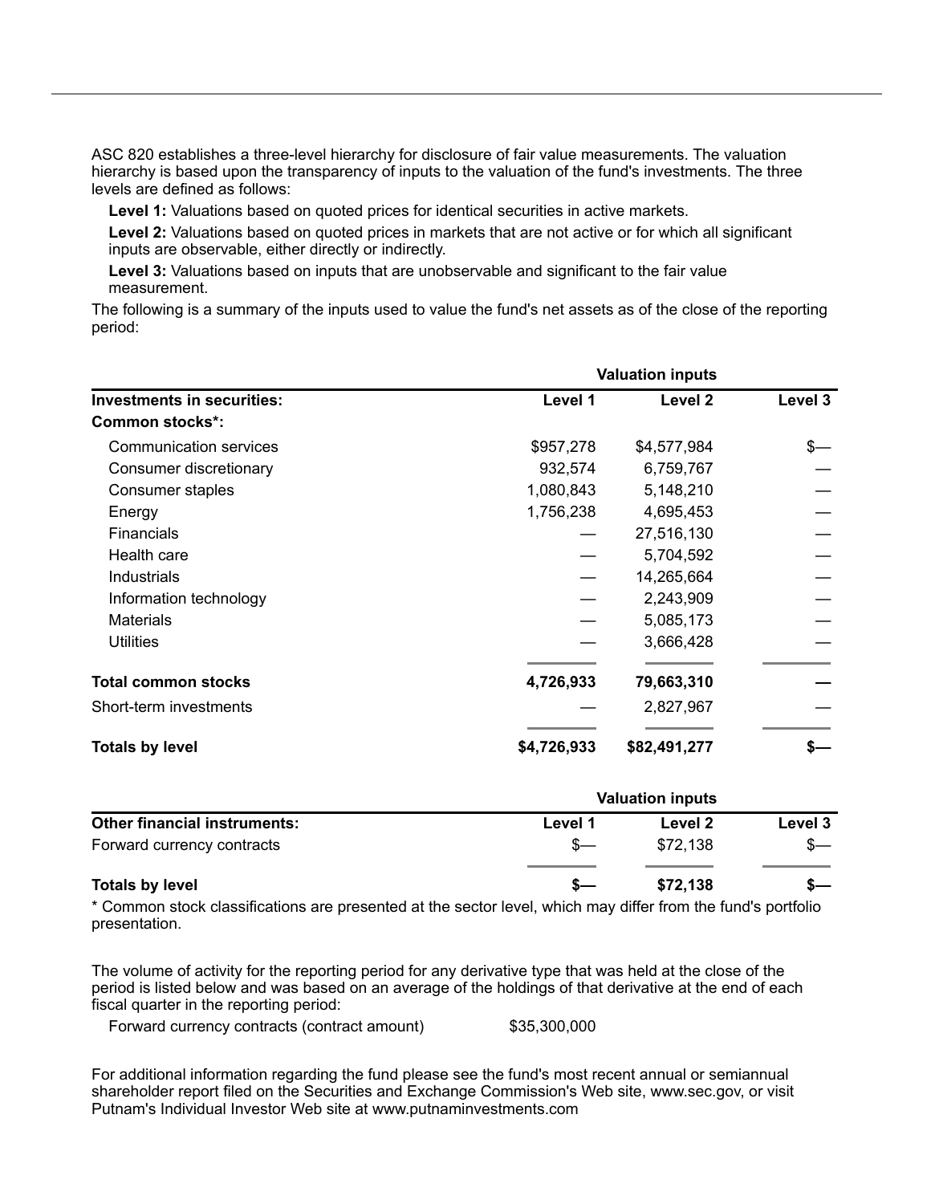ASC 820 establishes a three-level hierarchy for disclosure of fair value measurements. The valuation hierarchy is based upon the transparency of inputs to the valuation of the fund's investments. The three levels are defined as follows:

**Level 1:** Valuations based on quoted prices for identical securities in active markets.

**Level 2:** Valuations based on quoted prices in markets that are not active or for which all significant inputs are observable, either directly or indirectly.

**Level 3:** Valuations based on inputs that are unobservable and significant to the fair value measurement.

The following is a summary of the inputs used to value the fund's net assets as of the close of the reporting period:

| | Valuation inputs | | |
|---|---|---|---|
| **Investments in securities:** | **Level 1** | **Level 2** | **Level 3** |
| **Common stocks*:** | | | |
| Communication services | $957,278 | $4,577,984 | $— |
| Consumer discretionary | 932,574 | 6,759,767 | — |
| Consumer staples | 1,080,843 | 5,148,210 | — |
| Energy | 1,756,238 | 4,695,453 | — |
| Financials | — | 27,516,130 | — |
| Health care | — | 5,704,592 | — |
| Industrials | — | 14,265,664 | — |
| Information technology | — | 2,243,909 | — |
| Materials | — | 5,085,173 | — |
| Utilities | — | 3,666,428 | — |
| **Total common stocks** | **4,726,933** | **79,663,310** | **—** |
| Short-term investments | — | 2,827,967 | — |
| **Totals by level** | **$4,726,933** | **$82,491,277** | **$—** |

| | Valuation inputs | | |
|---|---|---|---|
| **Other financial instruments:** | **Level 1** | **Level 2** | **Level 3** |
| Forward currency contracts | $— | $72,138 | $— |
| **Totals by level** | **$—** | **$72,138** | **$—** |

* Common stock classifications are presented at the sector level, which may differ from the fund's portfolio presentation.

The volume of activity for the reporting period for any derivative type that was held at the close of the period is listed below and was based on an average of the holdings of that derivative at the end of each fiscal quarter in the reporting period:

| | |
|---|---|
| Forward currency contracts (contract amount) | $35,300,000 |

For additional information regarding the fund please see the fund's most recent annual or semiannual shareholder report filed on the Securities and Exchange Commission's Web site, www.sec.gov, or visit Putnam's Individual Investor Web site at www.putnaminvestments.com